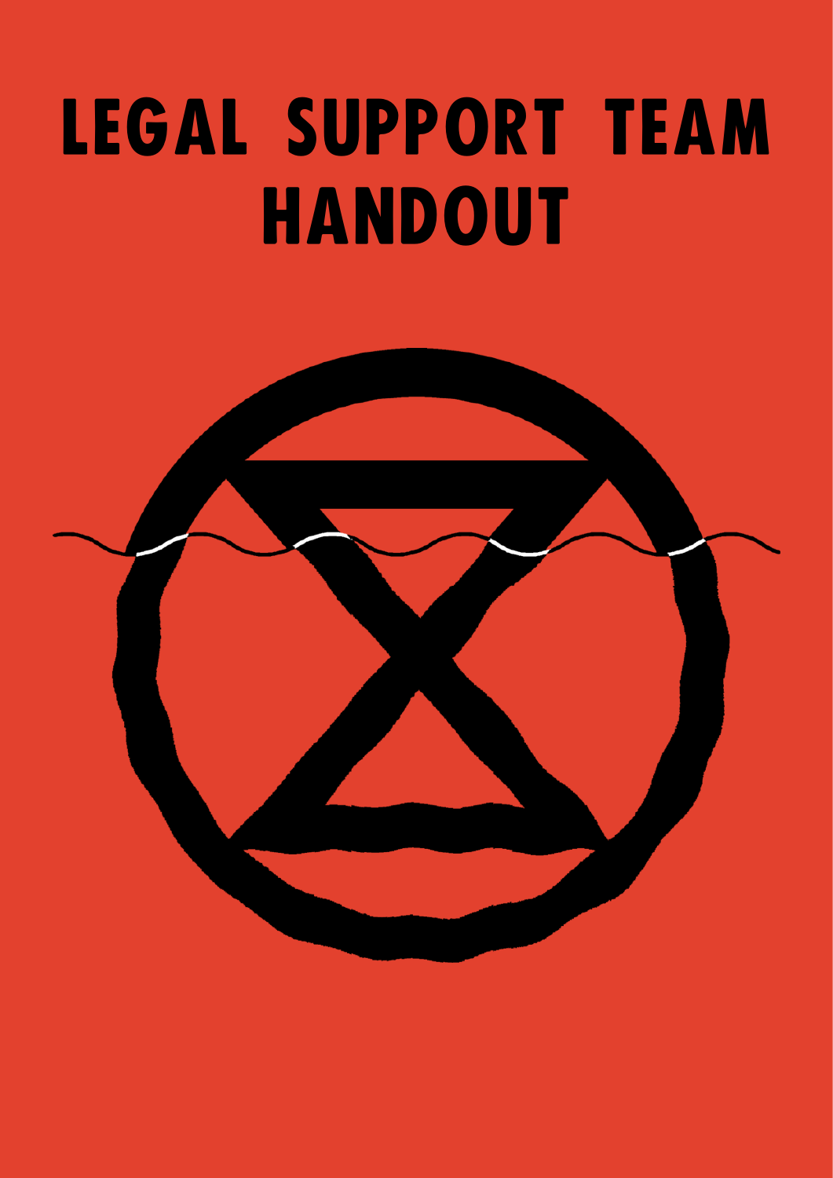# LEGAL SUPPORT TEAM HANDOUT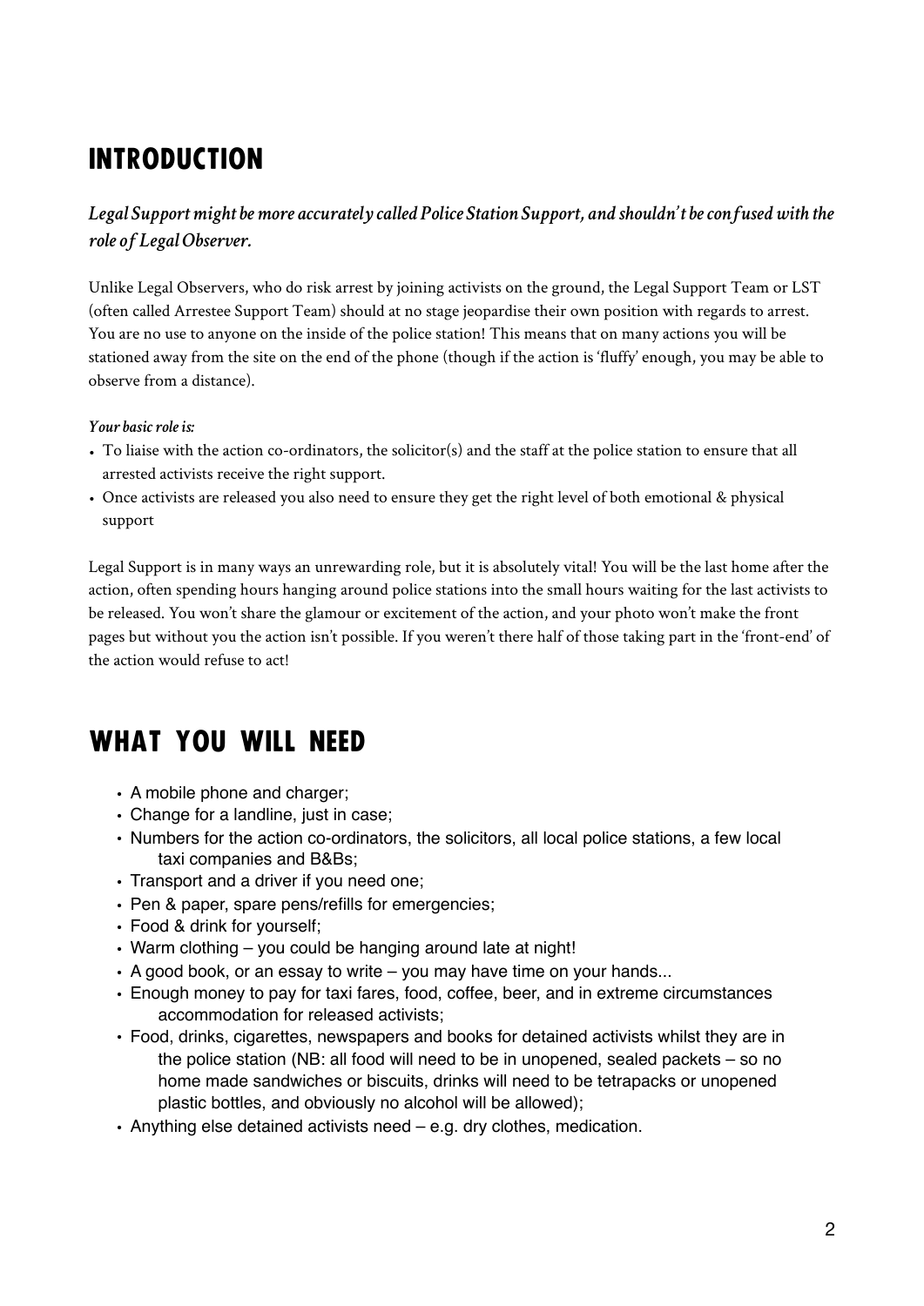## INTRODUCTION

***Legal Support might be more accurately called Police Station Support, and shouldn't be confused with the role of Legal Observer.***

Unlike Legal Observers, who do risk arrest by joining activists on the ground, the Legal Support Team or LST (often called Arrestee Support Team) should at no stage jeopardise their own position with regards to arrest. You are no use to anyone on the inside of the police station! This means that on many actions you will be stationed away from the site on the end of the phone (though if the action is 'fluffy' enough, you may be able to observe from a distance).

***Your basic role is:***

- To liaise with the action co-ordinators, the solicitor(s) and the staff at the police station to ensure that all arrested activists receive the right support.
- Once activists are released you also need to ensure they get the right level of both emotional & physical support

Legal Support is in many ways an unrewarding role, but it is absolutely vital! You will be the last home after the action, often spending hours hanging around police stations into the small hours waiting for the last activists to be released. You won't share the glamour or excitement of the action, and your photo won't make the front pages but without you the action isn't possible. If you weren't there half of those taking part in the 'front-end' of the action would refuse to act!

## WHAT YOU WILL NEED

- A mobile phone and charger;
- Change for a landline, just in case;
- Numbers for the action co-ordinators, the solicitors, all local police stations, a few local taxi companies and B&Bs;
- Transport and a driver if you need one;
- Pen & paper, spare pens/refills for emergencies;
- Food & drink for yourself;
- Warm clothing – you could be hanging around late at night!
- A good book, or an essay to write – you may have time on your hands...
- Enough money to pay for taxi fares, food, coffee, beer, and in extreme circumstances accommodation for released activists;
- Food, drinks, cigarettes, newspapers and books for detained activists whilst they are in the police station (NB: all food will need to be in unopened, sealed packets – so no home made sandwiches or biscuits, drinks will need to be tetrapacks or unopened plastic bottles, and obviously no alcohol will be allowed);
- Anything else detained activists need – e.g. dry clothes, medication.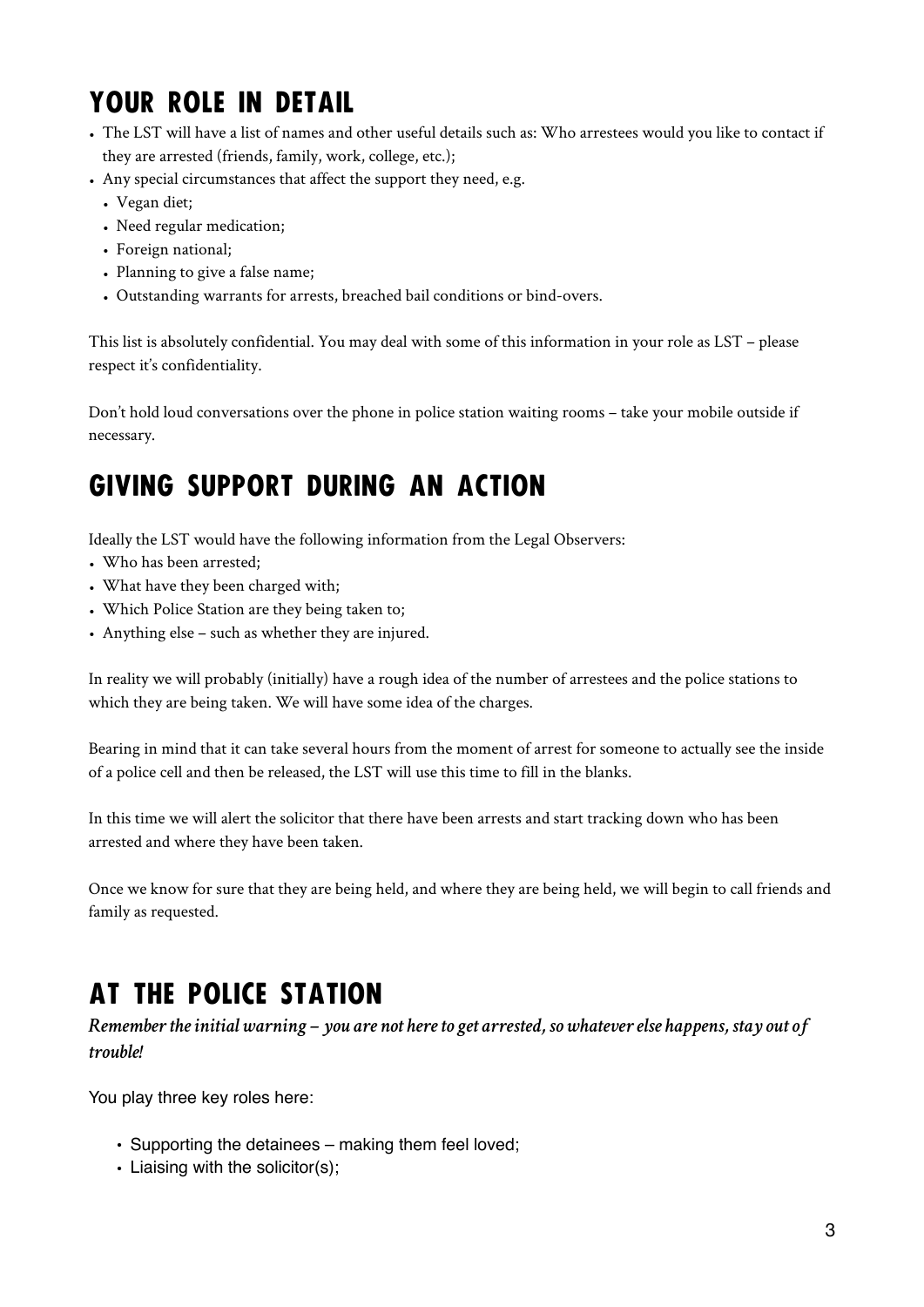## YOUR ROLE IN DETAIL

- The LST will have a list of names and other useful details such as: Who arrestees would you like to contact if they are arrested (friends, family, work, college, etc.);
- Any special circumstances that affect the support they need, e.g.
  - Vegan diet;
  - Need regular medication;
  - Foreign national;
  - Planning to give a false name;
  - Outstanding warrants for arrests, breached bail conditions or bind-overs.

This list is absolutely confidential. You may deal with some of this information in your role as LST – please respect it's confidentiality.

Don't hold loud conversations over the phone in police station waiting rooms – take your mobile outside if necessary.

## GIVING SUPPORT DURING AN ACTION

Ideally the LST would have the following information from the Legal Observers:

- Who has been arrested;
- What have they been charged with;
- Which Police Station are they being taken to;
- Anything else – such as whether they are injured.

In reality we will probably (initially) have a rough idea of the number of arrestees and the police stations to which they are being taken. We will have some idea of the charges.

Bearing in mind that it can take several hours from the moment of arrest for someone to actually see the inside of a police cell and then be released, the LST will use this time to fill in the blanks.

In this time we will alert the solicitor that there have been arrests and start tracking down who has been arrested and where they have been taken.

Once we know for sure that they are being held, and where they are being held, we will begin to call friends and family as requested.

## AT THE POLICE STATION

***Remember the initial warning – you are not here to get arrested, so whatever else happens, stay out of trouble!***

You play three key roles here:

- Supporting the detainees – making them feel loved;
- Liaising with the solicitor(s);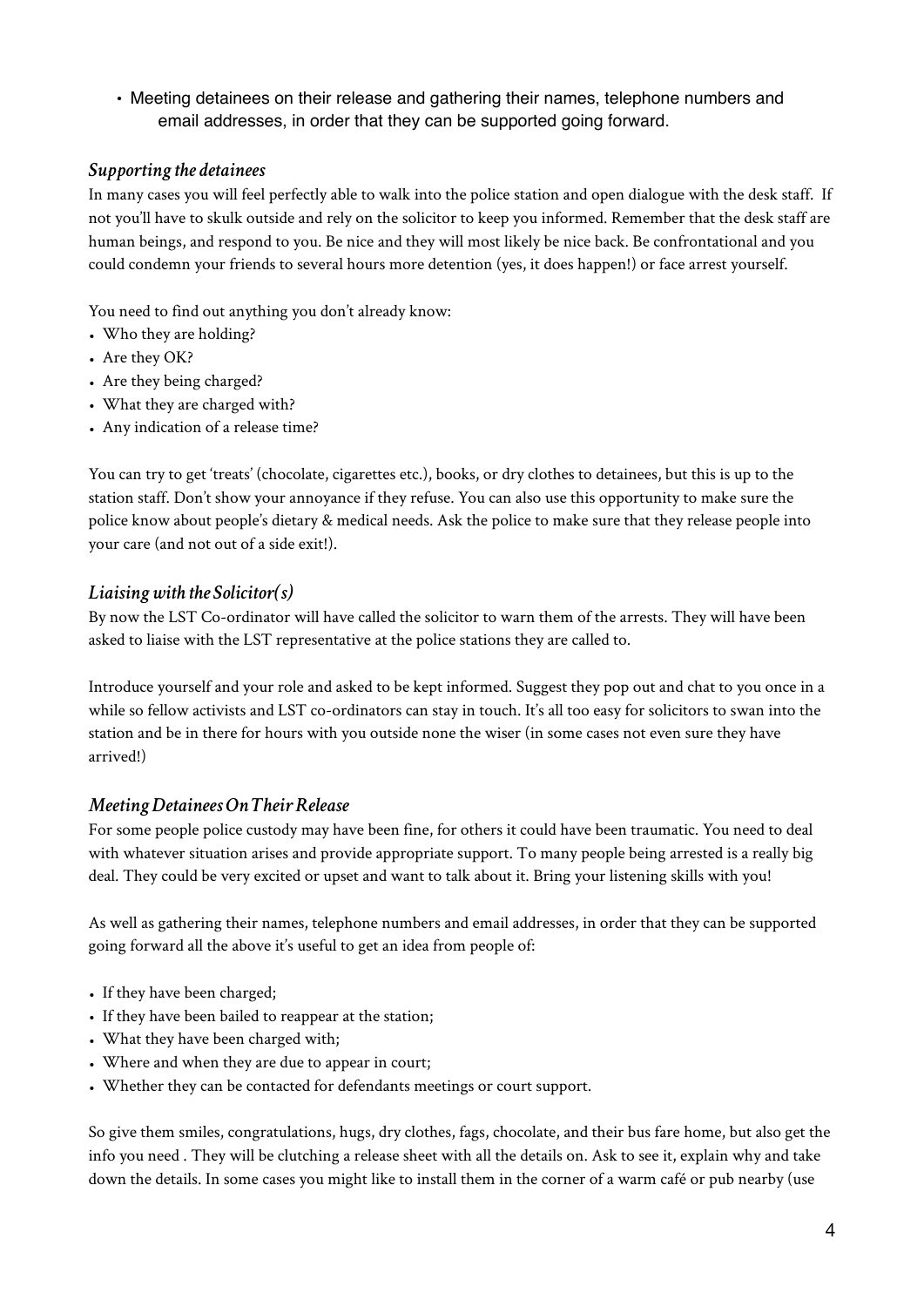- Meeting detainees on their release and gathering their names, telephone numbers and email addresses, in order that they can be supported going forward.

### *Supporting the detainees*

In many cases you will feel perfectly able to walk into the police station and open dialogue with the desk staff. If not you'll have to skulk outside and rely on the solicitor to keep you informed. Remember that the desk staff are human beings, and respond to you. Be nice and they will most likely be nice back. Be confrontational and you could condemn your friends to several hours more detention (yes, it does happen!) or face arrest yourself.

You need to find out anything you don't already know:

- Who they are holding?
- Are they OK?
- Are they being charged?
- What they are charged with?
- Any indication of a release time?

You can try to get 'treats' (chocolate, cigarettes etc.), books, or dry clothes to detainees, but this is up to the station staff. Don't show your annoyance if they refuse. You can also use this opportunity to make sure the police know about people's dietary & medical needs. Ask the police to make sure that they release people into your care (and not out of a side exit!).

### *Liaising with the Solicitor(s)*

By now the LST Co-ordinator will have called the solicitor to warn them of the arrests. They will have been asked to liaise with the LST representative at the police stations they are called to.

Introduce yourself and your role and asked to be kept informed. Suggest they pop out and chat to you once in a while so fellow activists and LST co-ordinators can stay in touch. It's all too easy for solicitors to swan into the station and be in there for hours with you outside none the wiser (in some cases not even sure they have arrived!)

### *Meeting Detainees On Their Release*

For some people police custody may have been fine, for others it could have been traumatic. You need to deal with whatever situation arises and provide appropriate support. To many people being arrested is a really big deal. They could be very excited or upset and want to talk about it. Bring your listening skills with you!

As well as gathering their names, telephone numbers and email addresses, in order that they can be supported going forward all the above it's useful to get an idea from people of:

- If they have been charged;
- If they have been bailed to reappear at the station;
- What they have been charged with;
- Where and when they are due to appear in court;
- Whether they can be contacted for defendants meetings or court support.

So give them smiles, congratulations, hugs, dry clothes, fags, chocolate, and their bus fare home, but also get the info you need . They will be clutching a release sheet with all the details on. Ask to see it, explain why and take down the details. In some cases you might like to install them in the corner of a warm café or pub nearby (use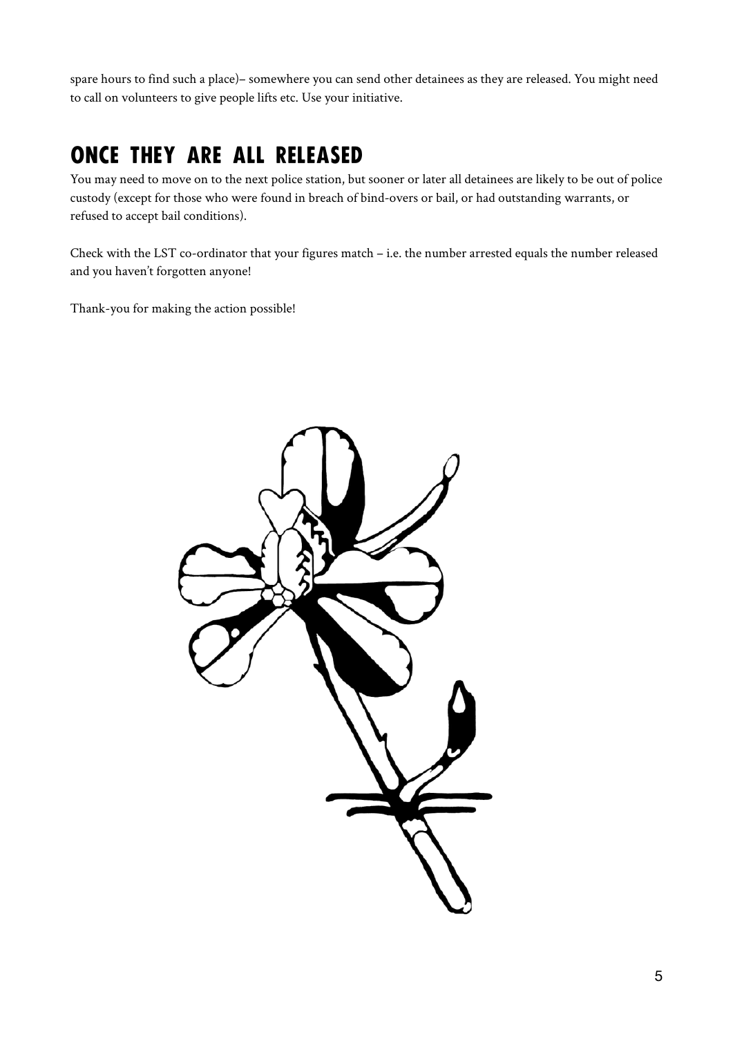spare hours to find such a place)– somewhere you can send other detainees as they are released. You might need to call on volunteers to give people lifts etc. Use your initiative.

## ONCE THEY ARE ALL RELEASED

You may need to move on to the next police station, but sooner or later all detainees are likely to be out of police custody (except for those who were found in breach of bind-overs or bail, or had outstanding warrants, or refused to accept bail conditions).

Check with the LST co-ordinator that your figures match – i.e. the number arrested equals the number released and you haven't forgotten anyone!

Thank-you for making the action possible!